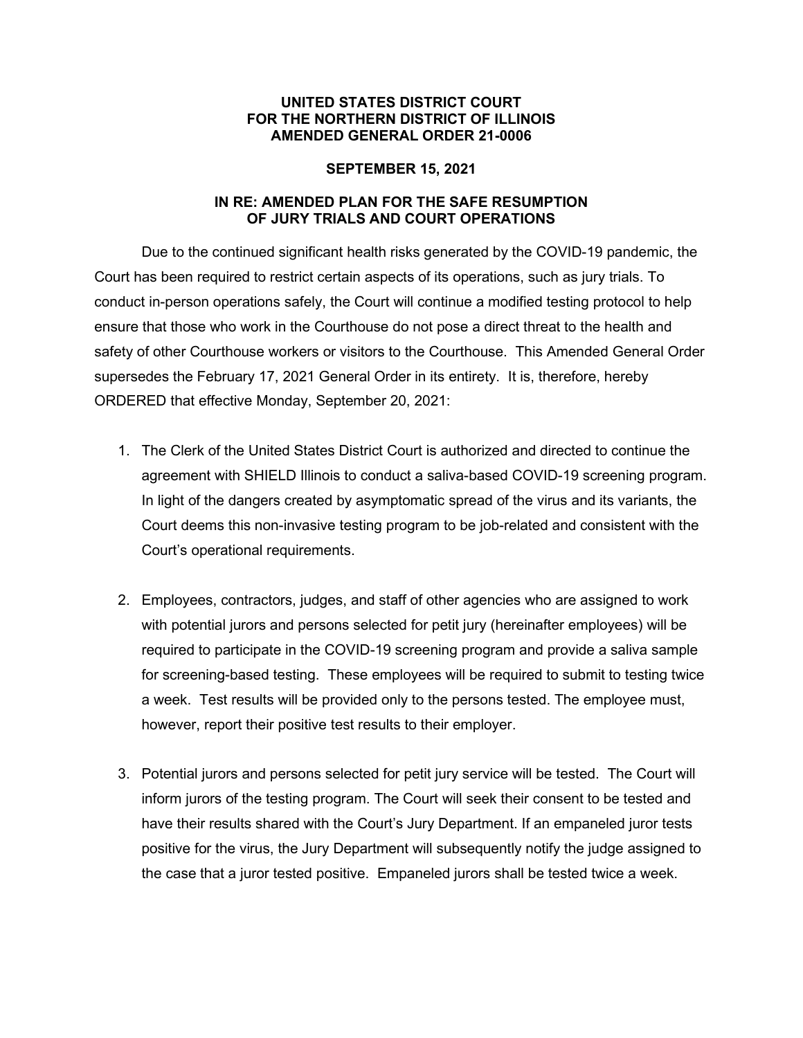**UNITED STATES DISTRICT COURT**
**FOR THE NORTHERN DISTRICT OF ILLINOIS**
**AMENDED GENERAL ORDER 21-0006**

**SEPTEMBER 15, 2021**

**IN RE: AMENDED PLAN FOR THE SAFE RESUMPTION OF JURY TRIALS AND COURT OPERATIONS**

Due to the continued significant health risks generated by the COVID-19 pandemic, the Court has been required to restrict certain aspects of its operations, such as jury trials. To conduct in-person operations safely, the Court will continue a modified testing protocol to help ensure that those who work in the Courthouse do not pose a direct threat to the health and safety of other Courthouse workers or visitors to the Courthouse. This Amended General Order supersedes the February 17, 2021 General Order in its entirety. It is, therefore, hereby ORDERED that effective Monday, September 20, 2021:

1. The Clerk of the United States District Court is authorized and directed to continue the agreement with SHIELD Illinois to conduct a saliva-based COVID-19 screening program. In light of the dangers created by asymptomatic spread of the virus and its variants, the Court deems this non-invasive testing program to be job-related and consistent with the Court's operational requirements.

2. Employees, contractors, judges, and staff of other agencies who are assigned to work with potential jurors and persons selected for petit jury (hereinafter employees) will be required to participate in the COVID-19 screening program and provide a saliva sample for screening-based testing. These employees will be required to submit to testing twice a week. Test results will be provided only to the persons tested. The employee must, however, report their positive test results to their employer.

3. Potential jurors and persons selected for petit jury service will be tested. The Court will inform jurors of the testing program. The Court will seek their consent to be tested and have their results shared with the Court's Jury Department. If an empaneled juror tests positive for the virus, the Jury Department will subsequently notify the judge assigned to the case that a juror tested positive. Empaneled jurors shall be tested twice a week.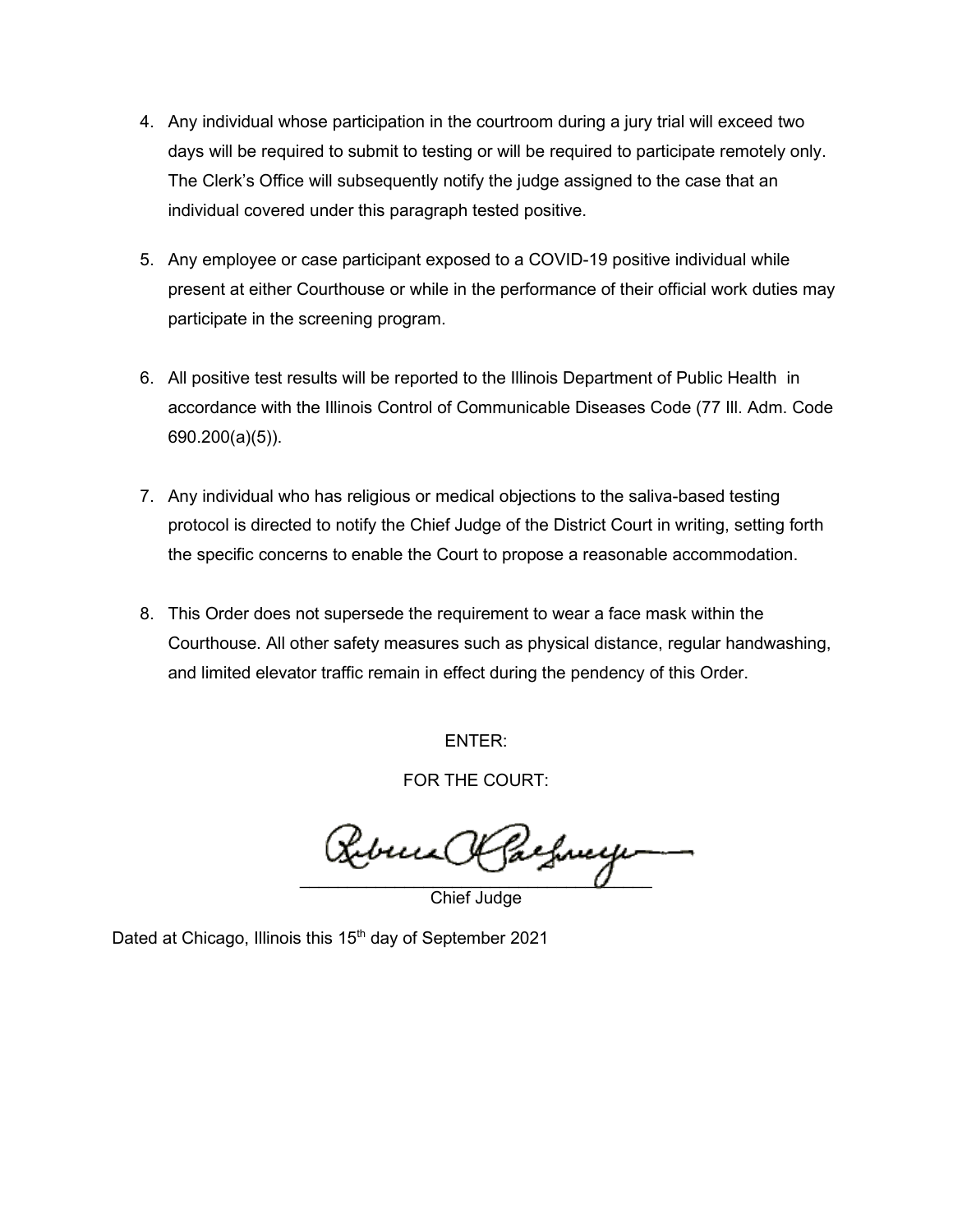4. Any individual whose participation in the courtroom during a jury trial will exceed two days will be required to submit to testing or will be required to participate remotely only. The Clerk's Office will subsequently notify the judge assigned to the case that an individual covered under this paragraph tested positive.

5. Any employee or case participant exposed to a COVID-19 positive individual while present at either Courthouse or while in the performance of their official work duties may participate in the screening program.

6. All positive test results will be reported to the Illinois Department of Public Health in accordance with the Illinois Control of Communicable Diseases Code (77 Ill. Adm. Code 690.200(a)(5)).

7. Any individual who has religious or medical objections to the saliva-based testing protocol is directed to notify the Chief Judge of the District Court in writing, setting forth the specific concerns to enable the Court to propose a reasonable accommodation.

8. This Order does not supersede the requirement to wear a face mask within the Courthouse. All other safety measures such as physical distance, regular handwashing, and limited elevator traffic remain in effect during the pendency of this Order.

ENTER:

FOR THE COURT:

\_\_\_\_\_\_\_\_\_\_\_\_\_\_\_\_\_\_\_\_\_\_\_\_\_\_\_\_\_\_\_\_\_\_\_\_\_\_\_\_

Chief Judge

Dated at Chicago, Illinois this 15th day of September 2021